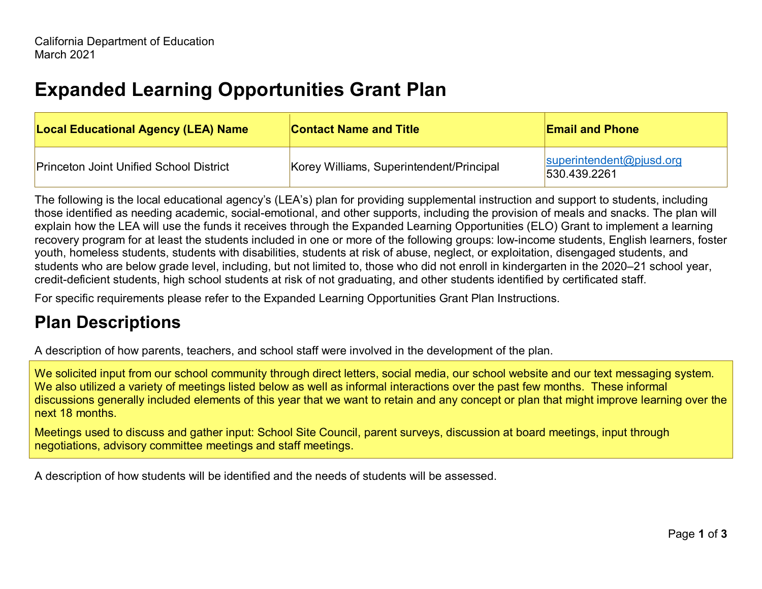California Department of Education
March 2021

# Expanded Learning Opportunities Grant Plan

| Local Educational Agency (LEA) Name | Contact Name and Title | Email and Phone |
|---|---|---|
| Princeton Joint Unified School District | Korey Williams, Superintendent/Principal | superintendent@pjusd.org 530.439.2261 |

The following is the local educational agency's (LEA's) plan for providing supplemental instruction and support to students, including those identified as needing academic, social-emotional, and other supports, including the provision of meals and snacks. The plan will explain how the LEA will use the funds it receives through the Expanded Learning Opportunities (ELO) Grant to implement a learning recovery program for at least the students included in one or more of the following groups: low-income students, English learners, foster youth, homeless students, students with disabilities, students at risk of abuse, neglect, or exploitation, disengaged students, and students who are below grade level, including, but not limited to, those who did not enroll in kindergarten in the 2020–21 school year, credit-deficient students, high school students at risk of not graduating, and other students identified by certificated staff.

For specific requirements please refer to the Expanded Learning Opportunities Grant Plan Instructions.

## Plan Descriptions

A description of how parents, teachers, and school staff were involved in the development of the plan.

We solicited input from our school community through direct letters, social media, our school website and our text messaging system. We also utilized a variety of meetings listed below as well as informal interactions over the past few months. These informal discussions generally included elements of this year that we want to retain and any concept or plan that might improve learning over the next 18 months.

Meetings used to discuss and gather input: School Site Council, parent surveys, discussion at board meetings, input through negotiations, advisory committee meetings and staff meetings.

A description of how students will be identified and the needs of students will be assessed.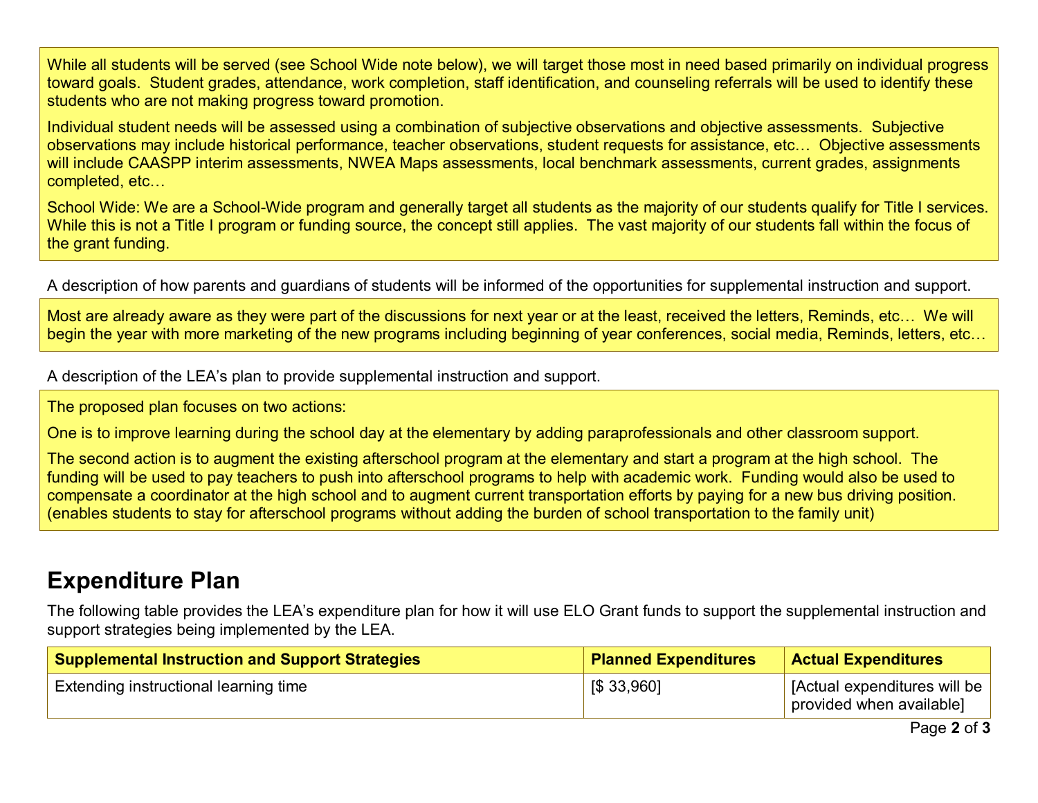While all students will be served (see School Wide note below), we will target those most in need based primarily on individual progress toward goals. Student grades, attendance, work completion, staff identification, and counseling referrals will be used to identify these students who are not making progress toward promotion.

Individual student needs will be assessed using a combination of subjective observations and objective assessments. Subjective observations may include historical performance, teacher observations, student requests for assistance, etc… Objective assessments will include CAASPP interim assessments, NWEA Maps assessments, local benchmark assessments, current grades, assignments completed, etc…

School Wide: We are a School-Wide program and generally target all students as the majority of our students qualify for Title I services. While this is not a Title I program or funding source, the concept still applies. The vast majority of our students fall within the focus of the grant funding.

A description of how parents and guardians of students will be informed of the opportunities for supplemental instruction and support.

Most are already aware as they were part of the discussions for next year or at the least, received the letters, Reminds, etc… We will begin the year with more marketing of the new programs including beginning of year conferences, social media, Reminds, letters, etc…

A description of the LEA's plan to provide supplemental instruction and support.

The proposed plan focuses on two actions:

One is to improve learning during the school day at the elementary by adding paraprofessionals and other classroom support.

The second action is to augment the existing afterschool program at the elementary and start a program at the high school. The funding will be used to pay teachers to push into afterschool programs to help with academic work. Funding would also be used to compensate a coordinator at the high school and to augment current transportation efforts by paying for a new bus driving position. (enables students to stay for afterschool programs without adding the burden of school transportation to the family unit)

## Expenditure Plan

The following table provides the LEA's expenditure plan for how it will use ELO Grant funds to support the supplemental instruction and support strategies being implemented by the LEA.

| Supplemental Instruction and Support Strategies | Planned Expenditures | Actual Expenditures |
| --- | --- | --- |
| Extending instructional learning time | [$ 33,960] | [Actual expenditures will be provided when available] |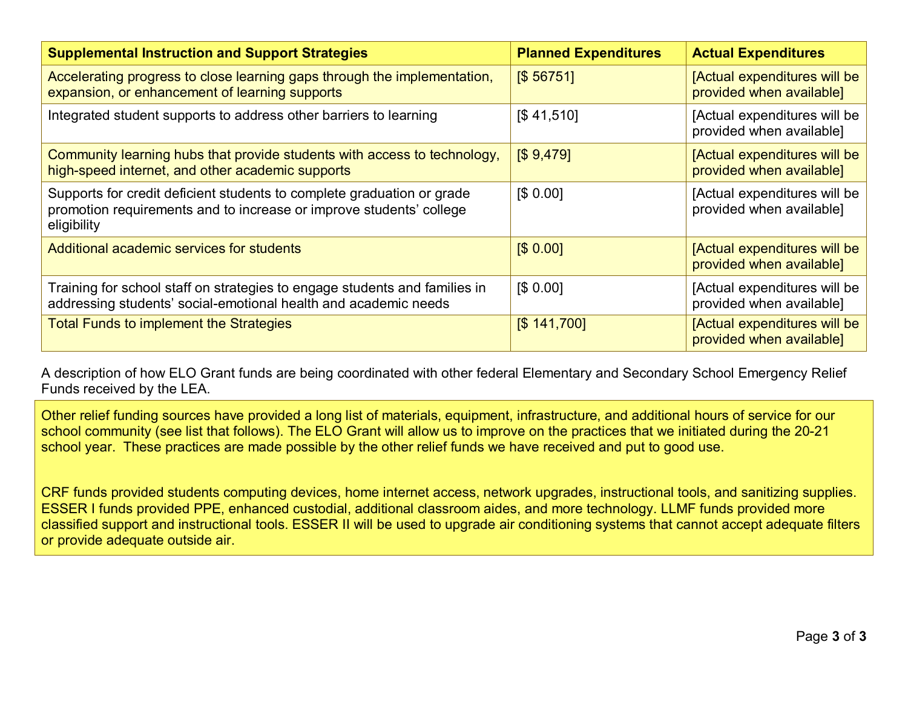| Supplemental Instruction and Support Strategies | Planned Expenditures | Actual Expenditures |
|---|---|---|
| Accelerating progress to close learning gaps through the implementation, expansion, or enhancement of learning supports | [$ 56751] | [Actual expenditures will be provided when available] |
| Integrated student supports to address other barriers to learning | [$ 41,510] | [Actual expenditures will be provided when available] |
| Community learning hubs that provide students with access to technology, high-speed internet, and other academic supports | [$ 9,479] | [Actual expenditures will be provided when available] |
| Supports for credit deficient students to complete graduation or grade promotion requirements and to increase or improve students' college eligibility | [$ 0.00] | [Actual expenditures will be provided when available] |
| Additional academic services for students | [$ 0.00] | [Actual expenditures will be provided when available] |
| Training for school staff on strategies to engage students and families in addressing students' social-emotional health and academic needs | [$ 0.00] | [Actual expenditures will be provided when available] |
| Total Funds to implement the Strategies | [$ 141,700] | [Actual expenditures will be provided when available] |

A description of how ELO Grant funds are being coordinated with other federal Elementary and Secondary School Emergency Relief Funds received by the LEA.

Other relief funding sources have provided a long list of materials, equipment, infrastructure, and additional hours of service for our school community (see list that follows). The ELO Grant will allow us to improve on the practices that we initiated during the 20-21 school year. These practices are made possible by the other relief funds we have received and put to good use.

CRF funds provided students computing devices, home internet access, network upgrades, instructional tools, and sanitizing supplies. ESSER I funds provided PPE, enhanced custodial, additional classroom aides, and more technology. LLMF funds provided more classified support and instructional tools. ESSER II will be used to upgrade air conditioning systems that cannot accept adequate filters or provide adequate outside air.